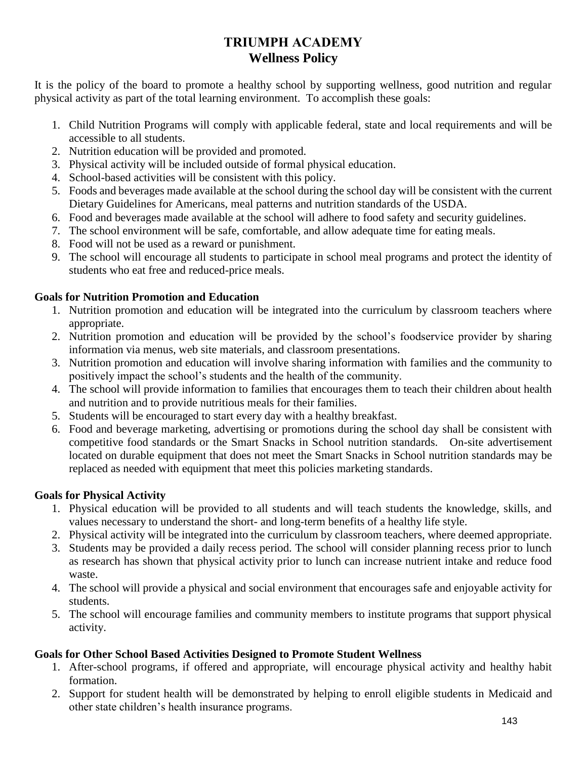# TRIUMPH ACADEMY
## Wellness Policy

It is the policy of the board to promote a healthy school by supporting wellness, good nutrition and regular physical activity as part of the total learning environment. To accomplish these goals:

1. Child Nutrition Programs will comply with applicable federal, state and local requirements and will be accessible to all students.
2. Nutrition education will be provided and promoted.
3. Physical activity will be included outside of formal physical education.
4. School-based activities will be consistent with this policy.
5. Foods and beverages made available at the school during the school day will be consistent with the current Dietary Guidelines for Americans, meal patterns and nutrition standards of the USDA.
6. Food and beverages made available at the school will adhere to food safety and security guidelines.
7. The school environment will be safe, comfortable, and allow adequate time for eating meals.
8. Food will not be used as a reward or punishment.
9. The school will encourage all students to participate in school meal programs and protect the identity of students who eat free and reduced-price meals.

**Goals for Nutrition Promotion and Education**

1. Nutrition promotion and education will be integrated into the curriculum by classroom teachers where appropriate.
2. Nutrition promotion and education will be provided by the school's foodservice provider by sharing information via menus, web site materials, and classroom presentations.
3. Nutrition promotion and education will involve sharing information with families and the community to positively impact the school's students and the health of the community.
4. The school will provide information to families that encourages them to teach their children about health and nutrition and to provide nutritious meals for their families.
5. Students will be encouraged to start every day with a healthy breakfast.
6. Food and beverage marketing, advertising or promotions during the school day shall be consistent with competitive food standards or the Smart Snacks in School nutrition standards. On-site advertisement located on durable equipment that does not meet the Smart Snacks in School nutrition standards may be replaced as needed with equipment that meet this policies marketing standards.

**Goals for Physical Activity**

1. Physical education will be provided to all students and will teach students the knowledge, skills, and values necessary to understand the short- and long-term benefits of a healthy life style.
2. Physical activity will be integrated into the curriculum by classroom teachers, where deemed appropriate.
3. Students may be provided a daily recess period. The school will consider planning recess prior to lunch as research has shown that physical activity prior to lunch can increase nutrient intake and reduce food waste.
4. The school will provide a physical and social environment that encourages safe and enjoyable activity for students.
5. The school will encourage families and community members to institute programs that support physical activity.

**Goals for Other School Based Activities Designed to Promote Student Wellness**

1. After-school programs, if offered and appropriate, will encourage physical activity and healthy habit formation.
2. Support for student health will be demonstrated by helping to enroll eligible students in Medicaid and other state children's health insurance programs.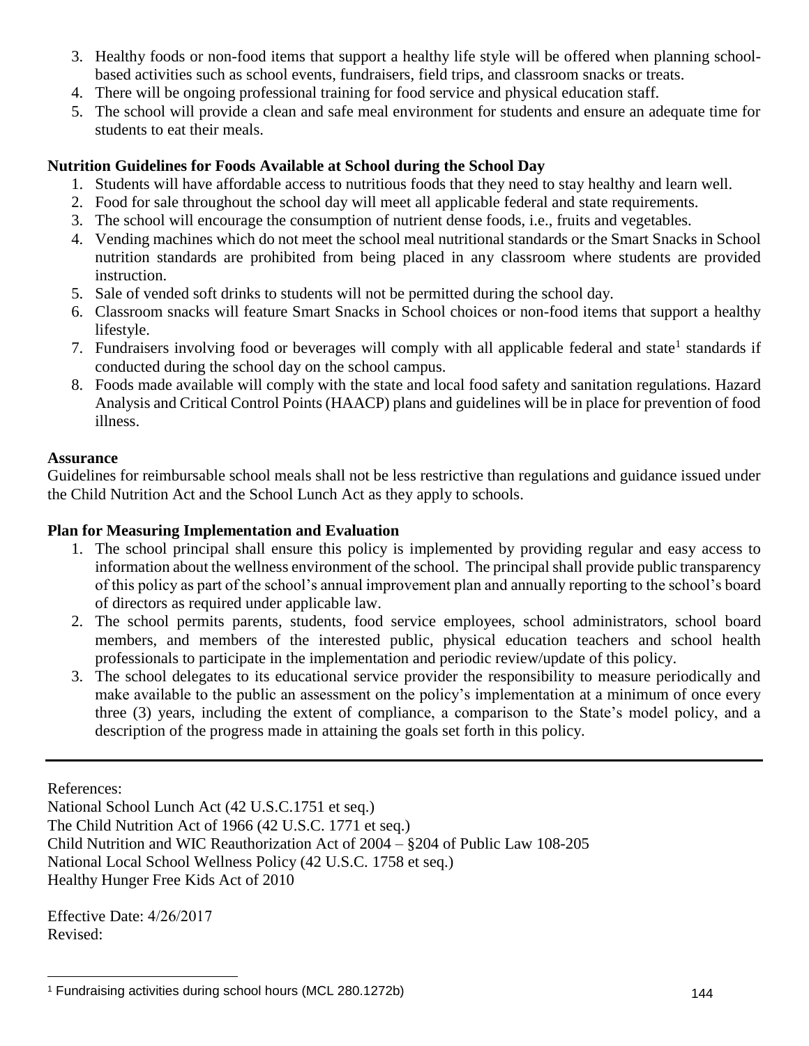3. Healthy foods or non-food items that support a healthy life style will be offered when planning school-based activities such as school events, fundraisers, field trips, and classroom snacks or treats.
4. There will be ongoing professional training for food service and physical education staff.
5. The school will provide a clean and safe meal environment for students and ensure an adequate time for students to eat their meals.

**Nutrition Guidelines for Foods Available at School during the School Day**

1. Students will have affordable access to nutritious foods that they need to stay healthy and learn well.
2. Food for sale throughout the school day will meet all applicable federal and state requirements.
3. The school will encourage the consumption of nutrient dense foods, i.e., fruits and vegetables.
4. Vending machines which do not meet the school meal nutritional standards or the Smart Snacks in School nutrition standards are prohibited from being placed in any classroom where students are provided instruction.
5. Sale of vended soft drinks to students will not be permitted during the school day.
6. Classroom snacks will feature Smart Snacks in School choices or non-food items that support a healthy lifestyle.
7. Fundraisers involving food or beverages will comply with all applicable federal and state[1] standards if conducted during the school day on the school campus.
8. Foods made available will comply with the state and local food safety and sanitation regulations. Hazard Analysis and Critical Control Points (HAACP) plans and guidelines will be in place for prevention of food illness.

**Assurance**

Guidelines for reimbursable school meals shall not be less restrictive than regulations and guidance issued under the Child Nutrition Act and the School Lunch Act as they apply to schools.

**Plan for Measuring Implementation and Evaluation**

1. The school principal shall ensure this policy is implemented by providing regular and easy access to information about the wellness environment of the school. The principal shall provide public transparency of this policy as part of the school's annual improvement plan and annually reporting to the school's board of directors as required under applicable law.
2. The school permits parents, students, food service employees, school administrators, school board members, and members of the interested public, physical education teachers and school health professionals to participate in the implementation and periodic review/update of this policy.
3. The school delegates to its educational service provider the responsibility to measure periodically and make available to the public an assessment on the policy's implementation at a minimum of once every three (3) years, including the extent of compliance, a comparison to the State's model policy, and a description of the progress made in attaining the goals set forth in this policy.

---

References:
National School Lunch Act (42 U.S.C.1751 et seq.)
The Child Nutrition Act of 1966 (42 U.S.C. 1771 et seq.)
Child Nutrition and WIC Reauthorization Act of 2004 – §204 of Public Law 108-205
National Local School Wellness Policy (42 U.S.C. 1758 et seq.)
Healthy Hunger Free Kids Act of 2010

Effective Date: 4/26/2017
Revised:

[1] Fundraising activities during school hours (MCL 280.1272b)